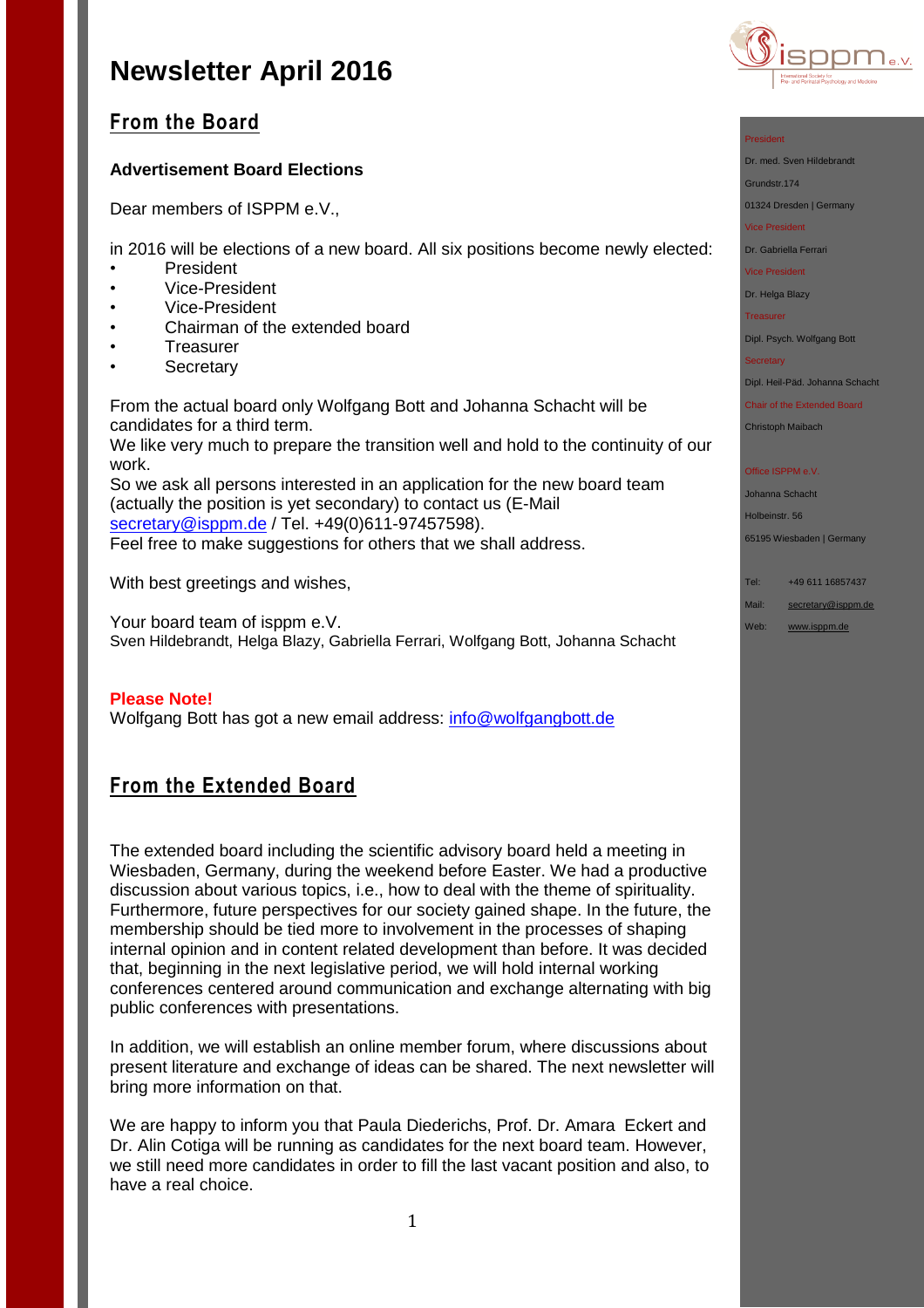# Newsletter April 2016

## From the Board

### Advertisement Board Elections

Dear members of ISPPM e.V.,

in 2016 will be elections of a new board. All six positions become newly elected:

- President
- Vice-President
- Vice-President
- Chairman of the extended board
- Treasurer
- Secretary

From the actual board only Wolfgang Bott and Johanna Schacht will be candidates for a third term.
We like very much to prepare the transition well and hold to the continuity of our work.
So we ask all persons interested in an application for the new board team (actually the position is yet secondary) to contact us (E-Mail secretary@isppm.de / Tel. +49(0)611-97457598).
Feel free to make suggestions for others that we shall address.

With best greetings and wishes,

Your board team of isppm e.V.
Sven Hildebrandt, Helga Blazy, Gabriella Ferrari, Wolfgang Bott, Johanna Schacht

**Please Note!**
Wolfgang Bott has got a new email address: info@wolfgangbott.de

## From the Extended Board

The extended board including the scientific advisory board held a meeting in Wiesbaden, Germany, during the weekend before Easter. We had a productive discussion about various topics, i.e., how to deal with the theme of spirituality. Furthermore, future perspectives for our society gained shape. In the future, the membership should be tied more to involvement in the processes of shaping internal opinion and in content related development than before. It was decided that, beginning in the next legislative period, we will hold internal working conferences centered around communication and exchange alternating with big public conferences with presentations.

In addition, we will establish an online member forum, where discussions about present literature and exchange of ideas can be shared. The next newsletter will bring more information on that.

We are happy to inform you that Paula Diederichs, Prof. Dr. Amara Eckert and Dr. Alin Cotiga will be running as candidates for the next board team. However, we still need more candidates in order to fill the last vacant position and also, to have a real choice.

---

President
Dr. med. Sven Hildebrandt
Grundstr.174
01324 Dresden | Germany

Vice President
Dr. Gabriella Ferrari

Vice President
Dr. Helga Blazy

Treasurer
Dipl. Psych. Wolfgang Bott

Secretary
Dipl. Heil-Päd. Johanna Schacht

Chair of the Extended Board
Christoph Maibach

Office ISPPM e.V.
Johanna Schacht
Holbeinstr. 56
65195 Wiesbaden | Germany

Tel: +49 611 16857437
Mail: secretary@isppm.de
Web: www.isppm.de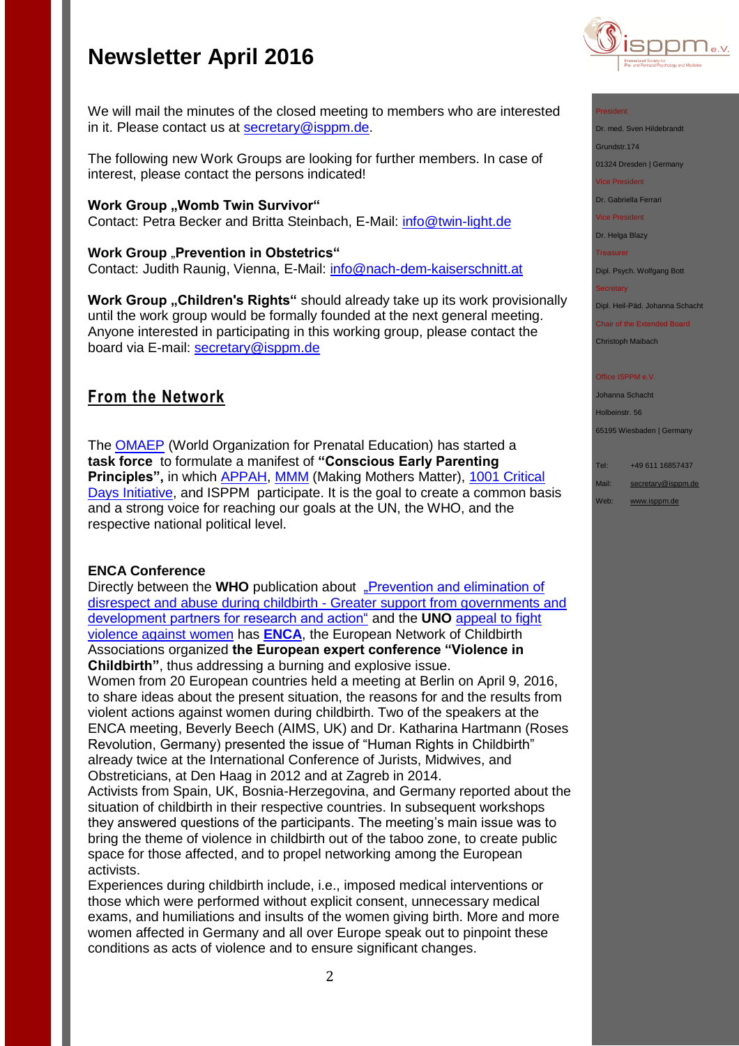We will mail the minutes of the closed meeting to members who are interested in it. Please contact us at secretary@isppm.de.

The following new Work Groups are looking for further members. In case of interest, please contact the persons indicated!

**Work Group „Womb Twin Survivor"**
Contact: Petra Becker and Britta Steinbach, E-Mail: info@twin-light.de

**Work Group „Prevention in Obstetrics"**
Contact: Judith Raunig, Vienna, E-Mail: info@nach-dem-kaiserschnitt.at

**Work Group „Children's Rights"** should already take up its work provisionally until the work group would be formally founded at the next general meeting. Anyone interested in participating in this working group, please contact the board via E-mail: secretary@isppm.de

## From the Network

The OMAEP (World Organization for Prenatal Education) has started a **task force** to formulate a manifest of **"Conscious Early Parenting Principles",** in which APPAH, MMM (Making Mothers Matter), 1001 Critical Days Initiative, and ISPPM participate. It is the goal to create a common basis and a strong voice for reaching our goals at the UN, the WHO, and the respective national political level.

**ENCA Conference**
Directly between the **WHO** publication about „Prevention and elimination of disrespect and abuse during childbirth - Greater support from governments and development partners for research and action" and the **UNO** appeal to fight violence against women has **ENCA**, the European Network of Childbirth Associations organized **the European expert conference "Violence in Childbirth"**, thus addressing a burning and explosive issue.
Women from 20 European countries held a meeting at Berlin on April 9, 2016, to share ideas about the present situation, the reasons for and the results from violent actions against women during childbirth. Two of the speakers at the ENCA meeting, Beverly Beech (AIMS, UK) and Dr. Katharina Hartmann (Roses Revolution, Germany) presented the issue of "Human Rights in Childbirth" already twice at the International Conference of Jurists, Midwives, and Obstetricians, at Den Haag in 2012 and at Zagreb in 2014.
Activists from Spain, UK, Bosnia-Herzegovina, and Germany reported about the situation of childbirth in their respective countries. In subsequent workshops they answered questions of the participants. The meeting's main issue was to bring the theme of violence in childbirth out of the taboo zone, to create public space for those affected, and to propel networking among the European activists.
Experiences during childbirth include, i.e., imposed medical interventions or those which were performed without explicit consent, unnecessary medical exams, and humiliations and insults of the women giving birth. More and more women affected in Germany and all over Europe speak out to pinpoint these conditions as acts of violence and to ensure significant changes.

President
Dr. med. Sven Hildebrandt
Grundstr.174
01324 Dresden | Germany
Vice President
Dr. Gabriella Ferrari
Vice President
Dr. Helga Blazy
Treasurer
Dipl. Psych. Wolfgang Bott
Secretary
Dipl. Heil-Päd. Johanna Schacht
Chair of the Extended Board
Christoph Maibach

Office ISPPM e.V.
Johanna Schacht
Holbeinstr. 56
65195 Wiesbaden | Germany

Tel: +49 611 16857437
Mail: secretary@isppm.de
Web: www.isppm.de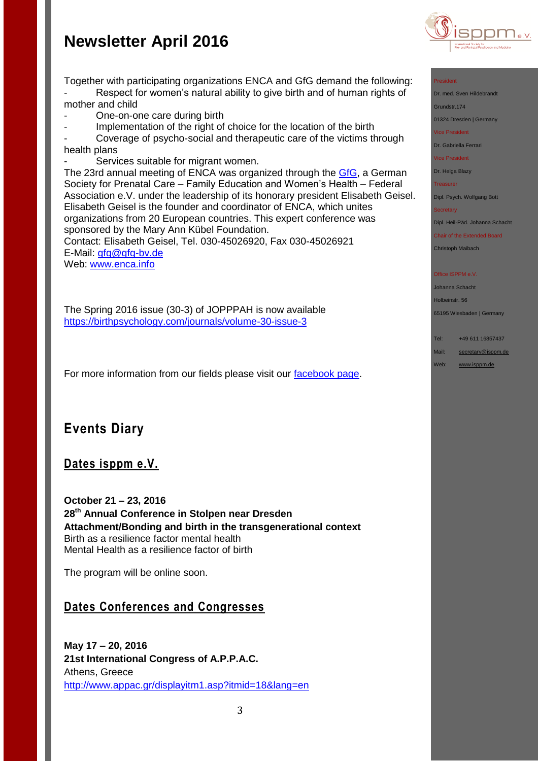# Newsletter April 2016

Together with participating organizations ENCA and GfG demand the following:

- Respect for women's natural ability to give birth and of human rights of mother and child
- One-on-one care during birth
- Implementation of the right of choice for the location of the birth
- Coverage of psycho-social and therapeutic care of the victims through health plans
- Services suitable for migrant women.

The 23rd annual meeting of ENCA was organized through the [GfG](), a German Society for Prenatal Care – Family Education and Women's Health – Federal Association e.V. under the leadership of its honorary president Elisabeth Geisel. Elisabeth Geisel is the founder and coordinator of ENCA, which unites organizations from 20 European countries. This expert conference was sponsored by the Mary Ann Kübel Foundation.
Contact: Elisabeth Geisel, Tel. 030-45026920, Fax 030-45026921
E-Mail: gfg@gfg-bv.de
Web: www.enca.info

The Spring 2016 issue (30-3) of JOPPPAH is now available
https://birthpsychology.com/journals/volume-30-issue-3

For more information from our fields please visit our facebook page.

## Events Diary

### Dates isppm e.V.

**October 21 – 23, 2016**
**28th Annual Conference in Stolpen near Dresden**
**Attachment/Bonding and birth in the transgenerational context**
Birth as a resilience factor mental health
Mental Health as a resilience factor of birth

The program will be online soon.

### Dates Conferences and Congresses

**May 17 – 20, 2016**
**21st International Congress of A.P.P.A.C.**
Athens, Greece
http://www.appac.gr/displayitm1.asp?itmid=18&lang=en

President
Dr. med. Sven Hildebrandt
Grundstr.174
01324 Dresden | Germany
Vice President
Dr. Gabriella Ferrari
Vice President
Dr. Helga Blazy
Treasurer
Dipl. Psych. Wolfgang Bott
Secretary
Dipl. Heil-Päd. Johanna Schacht
Chair of the Extended Board
Christoph Maibach

Office ISPPM e.V.
Johanna Schacht
Holbeinstr. 56
65195 Wiesbaden | Germany

Tel: +49 611 16857437
Mail: secretary@isppm.de
Web: www.isppm.de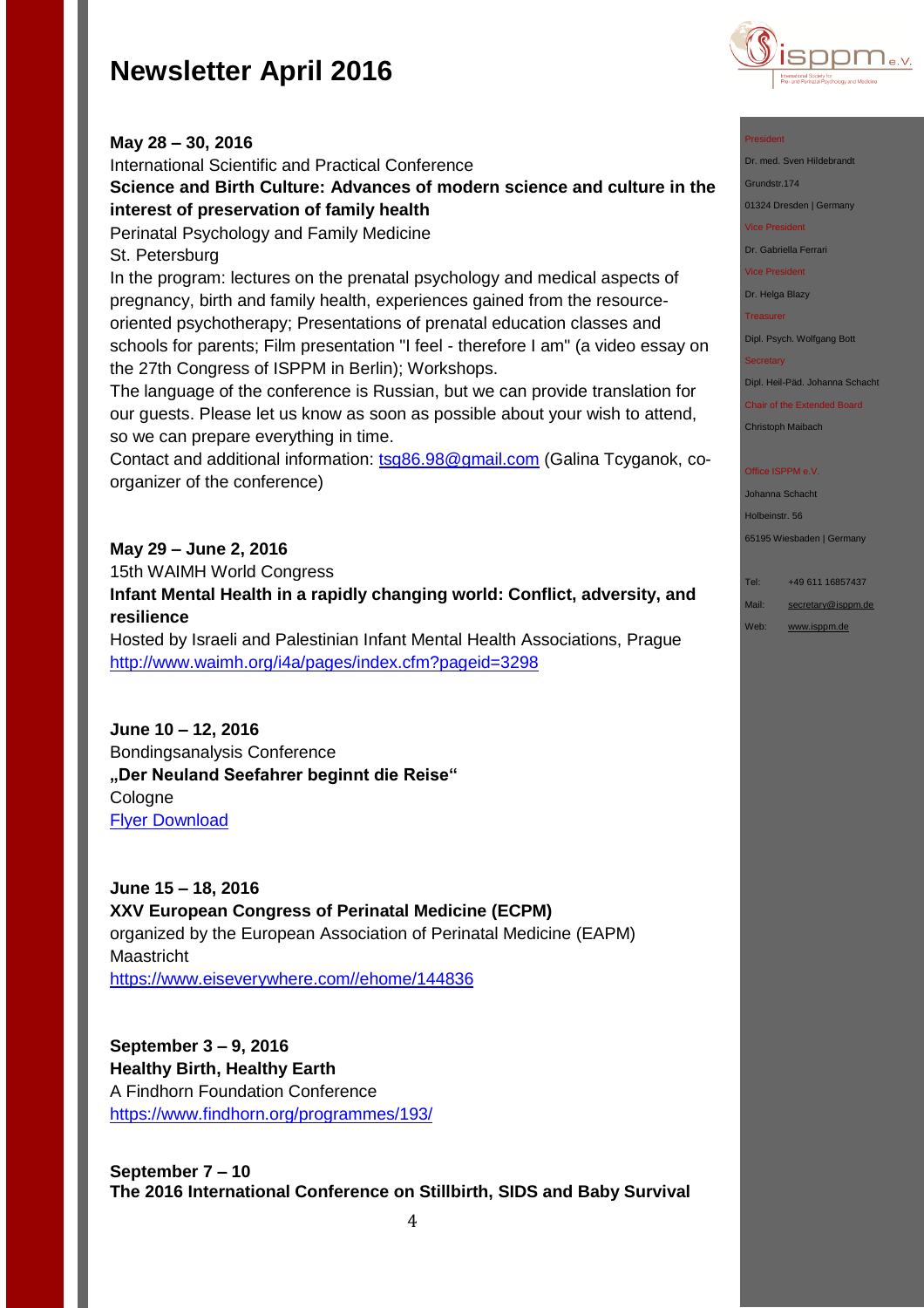**May 28 – 30, 2016**
International Scientific and Practical Conference
**Science and Birth Culture: Advances of modern science and culture in the interest of preservation of family health**
Perinatal Psychology and Family Medicine
St. Petersburg
In the program: lectures on the prenatal psychology and medical aspects of pregnancy, birth and family health, experiences gained from the resource-oriented psychotherapy; Presentations of prenatal education classes and schools for parents; Film presentation "I feel - therefore I am" (a video essay on the 27th Congress of ISPPM in Berlin); Workshops.
The language of the conference is Russian, but we can provide translation for our guests. Please let us know as soon as possible about your wish to attend, so we can prepare everything in time.
Contact and additional information: tsg86.98@gmail.com (Galina Tcyganok, co-organizer of the conference)

**May 29 – June 2, 2016**
15th WAIMH World Congress
**Infant Mental Health in a rapidly changing world: Conflict, adversity, and resilience**
Hosted by Israeli and Palestinian Infant Mental Health Associations, Prague
http://www.waimh.org/i4a/pages/index.cfm?pageid=3298

**June 10 – 12, 2016**
Bondingsanalysis Conference
**„Der Neuland Seefahrer beginnt die Reise"**
Cologne
Flyer Download

**June 15 – 18, 2016**
**XXV European Congress of Perinatal Medicine (ECPM)**
organized by the European Association of Perinatal Medicine (EAPM)
Maastricht
https://www.eiseverywhere.com//ehome/144836

**September 3 – 9, 2016**
**Healthy Birth, Healthy Earth**
A Findhorn Foundation Conference
https://www.findhorn.org/programmes/193/

**September 7 – 10**
**The 2016 International Conference on Stillbirth, SIDS and Baby Survival**

President
Dr. med. Sven Hildebrandt
Grundstr.174
01324 Dresden | Germany
Vice President
Dr. Gabriella Ferrari
Vice President
Dr. Helga Blazy
Treasurer
Dipl. Psych. Wolfgang Bott
Secretary
Dipl. Heil-Päd. Johanna Schacht
Chair of the Extended Board
Christoph Maibach

Office ISPPM e.V.
Johanna Schacht
Holbeinstr. 56
65195 Wiesbaden | Germany

Tel: +49 611 16857437
Mail: secretary@isppm.de
Web: www.isppm.de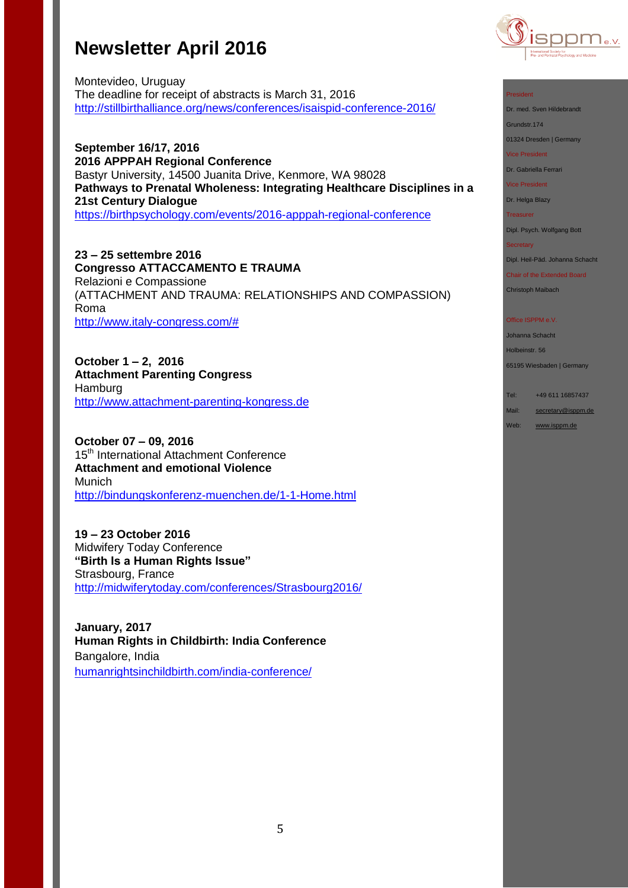Montevideo, Uruguay
The deadline for receipt of abstracts is March 31, 2016
http://stillbirthalliance.org/news/conferences/isaispid-conference-2016/

**September 16/17, 2016**
**2016 APPPAH Regional Conference**
Bastyr University, 14500 Juanita Drive, Kenmore, WA 98028
**Pathways to Prenatal Wholeness: Integrating Healthcare Disciplines in a 21st Century Dialogue**
https://birthpsychology.com/events/2016-apppah-regional-conference

**23 – 25 settembre 2016**
**Congresso ATTACCAMENTO E TRAUMA**
Relazioni e Compassione
(ATTACHMENT AND TRAUMA: RELATIONSHIPS AND COMPASSION)
Roma
http://www.italy-congress.com/#

**October 1 – 2, 2016**
**Attachment Parenting Congress**
Hamburg
http://www.attachment-parenting-kongress.de

**October 07 – 09, 2016**
15th International Attachment Conference
**Attachment and emotional Violence**
Munich
http://bindungskonferenz-muenchen.de/1-1-Home.html

**19 – 23 October 2016**
Midwifery Today Conference
**"Birth Is a Human Rights Issue"**
Strasbourg, France
http://midwiferytoday.com/conferences/Strasbourg2016/

**January, 2017**
**Human Rights in Childbirth: India Conference**
Bangalore, India
humanrightsinchildbirth.com/india-conference/

President
Dr. med. Sven Hildebrandt
Grundstr.174
01324 Dresden | Germany
Vice President
Dr. Gabriella Ferrari
Vice President
Dr. Helga Blazy
Treasurer
Dipl. Psych. Wolfgang Bott
Secretary
Dipl. Heil-Päd. Johanna Schacht
Chair of the Extended Board
Christoph Maibach

Office ISPPM e.V.
Johanna Schacht
Holbeinstr. 56
65195 Wiesbaden | Germany

Tel: +49 611 16857437
Mail: secretary@isppm.de
Web: www.isppm.de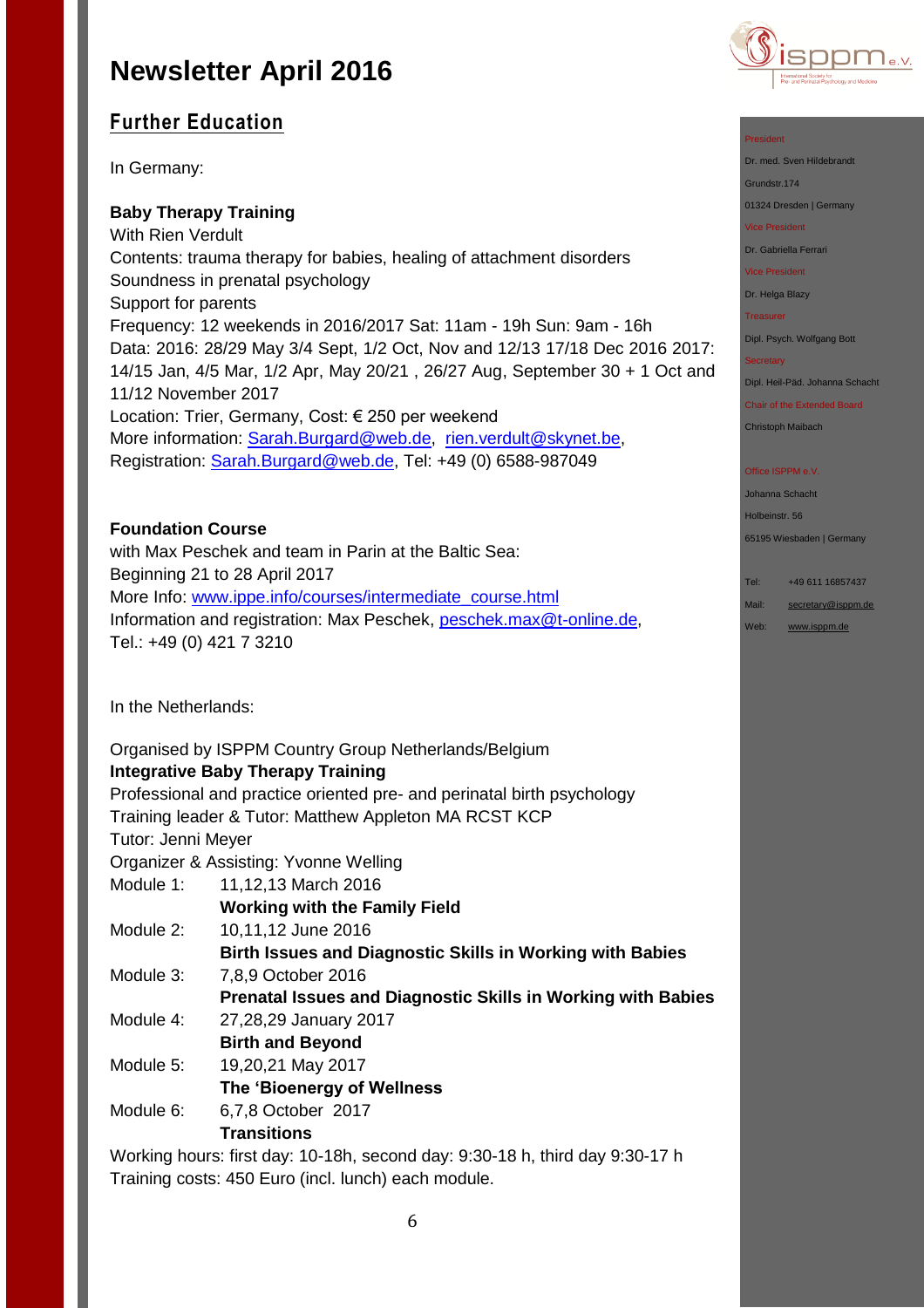# Newsletter April 2016

## Further Education

In Germany:

**Baby Therapy Training**
With Rien Verdult
Contents: trauma therapy for babies, healing of attachment disorders
Soundness in prenatal psychology
Support for parents
Frequency: 12 weekends in 2016/2017 Sat: 11am - 19h Sun: 9am - 16h
Data: 2016: 28/29 May 3/4 Sept, 1/2 Oct, Nov and 12/13 17/18 Dec 2016 2017: 14/15 Jan, 4/5 Mar, 1/2 Apr, May 20/21 , 26/27 Aug, September 30 + 1 Oct and 11/12 November 2017
Location: Trier, Germany, Cost: € 250 per weekend
More information: Sarah.Burgard@web.de, rien.verdult@skynet.be,
Registration: Sarah.Burgard@web.de, Tel: +49 (0) 6588-987049

**Foundation Course**
with Max Peschek and team in Parin at the Baltic Sea:
Beginning 21 to 28 April 2017
More Info: www.ippe.info/courses/intermediate_course.html
Information and registration: Max Peschek, peschek.max@t-online.de,
Tel.: +49 (0) 421 7 3210

In the Netherlands:

Organised by ISPPM Country Group Netherlands/Belgium
**Integrative Baby Therapy Training**
Professional and practice oriented pre- and perinatal birth psychology
Training leader & Tutor: Matthew Appleton MA RCST KCP
Tutor: Jenni Meyer
Organizer & Assisting: Yvonne Welling

Module 1: 11,12,13 March 2016
**Working with the Family Field**

Module 2: 10,11,12 June 2016
**Birth Issues and Diagnostic Skills in Working with Babies**

Module 3: 7,8,9 October 2016
**Prenatal Issues and Diagnostic Skills in Working with Babies**

Module 4: 27,28,29 January 2017
**Birth and Beyond**

Module 5: 19,20,21 May 2017
**The 'Bioenergy of Wellness**

Module 6: 6,7,8 October 2017
**Transitions**

Working hours: first day: 10-18h, second day: 9:30-18 h, third day 9:30-17 h
Training costs: 450 Euro (incl. lunch) each module.

President
Dr. med. Sven Hildebrandt
Grundstr.174
01324 Dresden | Germany

Vice President
Dr. Gabriella Ferrari

Vice President
Dr. Helga Blazy

Treasurer
Dipl. Psych. Wolfgang Bott

Secretary
Dipl. Heil-Päd. Johanna Schacht

Chair of the Extended Board
Christoph Maibach

Office ISPPM e.V.
Johanna Schacht
Holbeinstr. 56
65195 Wiesbaden | Germany

Tel: +49 611 16857437
Mail: secretary@isppm.de
Web: www.isppm.de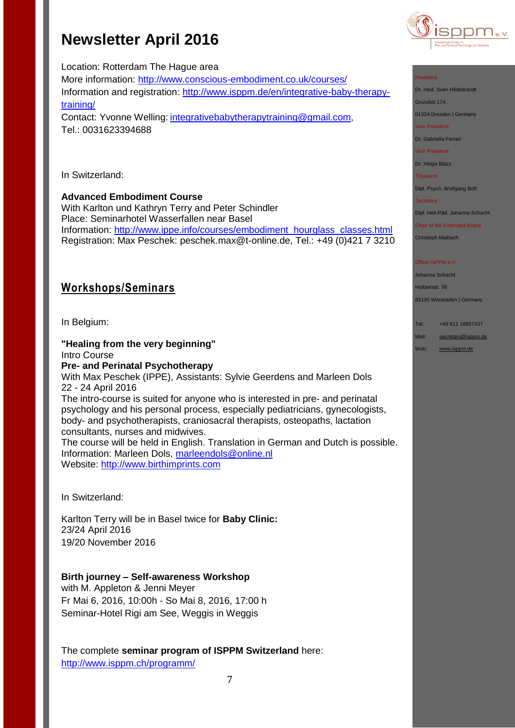# Newsletter April 2016

Location: Rotterdam The Hague area
More information: http://www.conscious-embodiment.co.uk/courses/
Information and registration: http://www.isppm.de/en/integrative-baby-therapy-training/
Contact: Yvonne Welling: integrativebabytherapytraining@gmail.com, Tel.: 0031623394688

In Switzerland:

**Advanced Embodiment Course**
With Karlton und Kathryn Terry and Peter Schindler
Place: Seminarhotel Wasserfallen near Basel
Information: http://www.ippe.info/courses/embodiment_hourglass_classes.html
Registration: Max Peschek: peschek.max@t-online.de, Tel.: +49 (0)421 7 3210

## Workshops/Seminars

In Belgium:

**"Healing from the very beginning"**
Intro Course
**Pre- and Perinatal Psychotherapy**
With Max Peschek (IPPE), Assistants: Sylvie Geerdens and Marleen Dols
22 - 24 April 2016
The intro-course is suited for anyone who is interested in pre- and perinatal psychology and his personal process, especially pediatricians, gynecologists, body- and psychotherapists, craniosacral therapists, osteopaths, lactation consultants, nurses and midwives.
The course will be held in English. Translation in German and Dutch is possible.
Information: Marleen Dols, marleendols@online.nl
Website: http://www.birthimprints.com

In Switzerland:

Karlton Terry will be in Basel twice for **Baby Clinic:**
23/24 April 2016
19/20 November 2016

**Birth journey – Self-awareness Workshop**
with M. Appleton & Jenni Meyer
Fr Mai 6, 2016, 10:00h - So Mai 8, 2016, 17:00 h
Seminar-Hotel Rigi am See, Weggis in Weggis

The complete **seminar program of ISPPM Switzerland** here:
http://www.isppm.ch/programm/

President
Dr. med. Sven Hildebrandt
Grundstr.174
01324 Dresden | Germany
Vice President
Dr. Gabriella Ferrari
Vice President
Dr. Helga Blazy
Treasurer
Dipl. Psych. Wolfgang Bott
Secretary
Dipl. Heil-Päd. Johanna Schacht
Chair of the Extended Board
Christoph Maibach

Office ISPPM e.V.
Johanna Schacht
Holbeinstr. 56
65195 Wiesbaden | Germany

Tel: +49 611 16857437
Mail: secretary@isppm.de
Web: www.isppm.de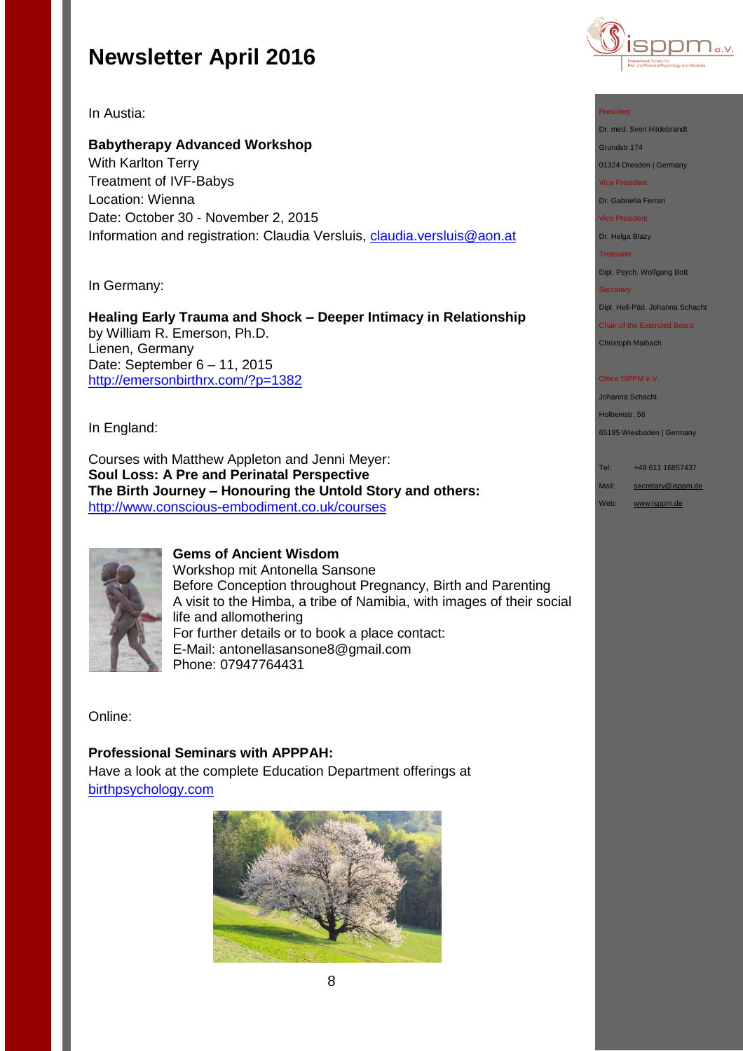# Newsletter April 2016

In Austia:

**Babytherapy Advanced Workshop**
With Karlton Terry
Treatment of IVF-Babys
Location: Wienna
Date: October 30 - November 2, 2015
Information and registration: Claudia Versluis, claudia.versluis@aon.at

In Germany:

**Healing Early Trauma and Shock – Deeper Intimacy in Relationship**
by William R. Emerson, Ph.D.
Lienen, Germany
Date: September 6 – 11, 2015
http://emersonbirthrx.com/?p=1382

In England:

Courses with Matthew Appleton and Jenni Meyer:
**Soul Loss: A Pre and Perinatal Perspective**
**The Birth Journey – Honouring the Untold Story and others:**
http://www.conscious-embodiment.co.uk/courses

**Gems of Ancient Wisdom**
Workshop mit Antonella Sansone
Before Conception throughout Pregnancy, Birth and Parenting
A visit to the Himba, a tribe of Namibia, with images of their social life and allomothering
For further details or to book a place contact:
E-Mail: antonellasansone8@gmail.com
Phone: 07947764431

Online:

**Professional Seminars with APPPAH:**
Have a look at the complete Education Department offerings at birthpsychology.com

---

President
Dr. med. Sven Hildebrandt
Grundstr.174
01324 Dresden | Germany

Vice President
Dr. Gabriella Ferrari

Vice President
Dr. Helga Blazy

Treasurer
Dipl. Psych. Wolfgang Bott

Secretary
Dipl. Heil-Päd. Johanna Schacht

Chair of the Extended Board
Christoph Maibach

Office ISPPM e.V.
Johanna Schacht
Holbeinstr. 56
65195 Wiesbaden | Germany

Tel: +49 611 16857437
Mail: secretary@isppm.de
Web: www.isppm.de